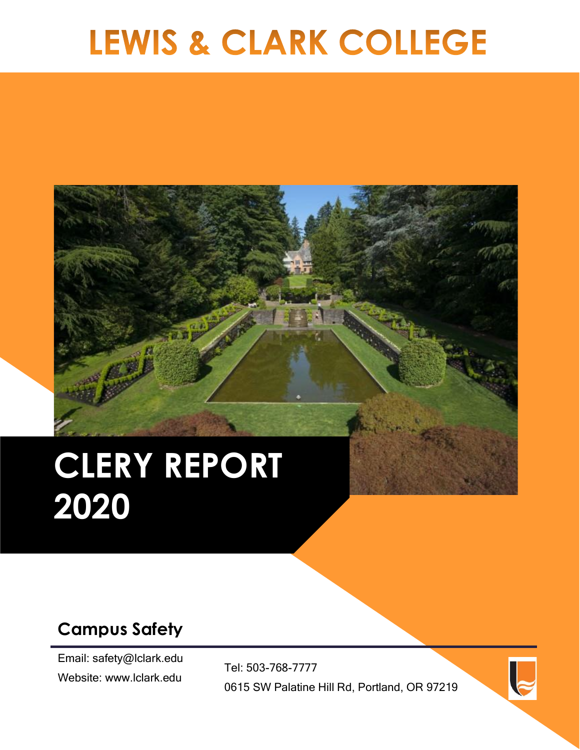# LEWIS & CLARK COLLEGE

# CLERY REPORT 2020

## Campus Safety

Email: safety@lclark.edu

Website: www.lclark.edu

Tel: 503-768-7777

0615 SW Palatine Hill Rd, Portland, OR 97219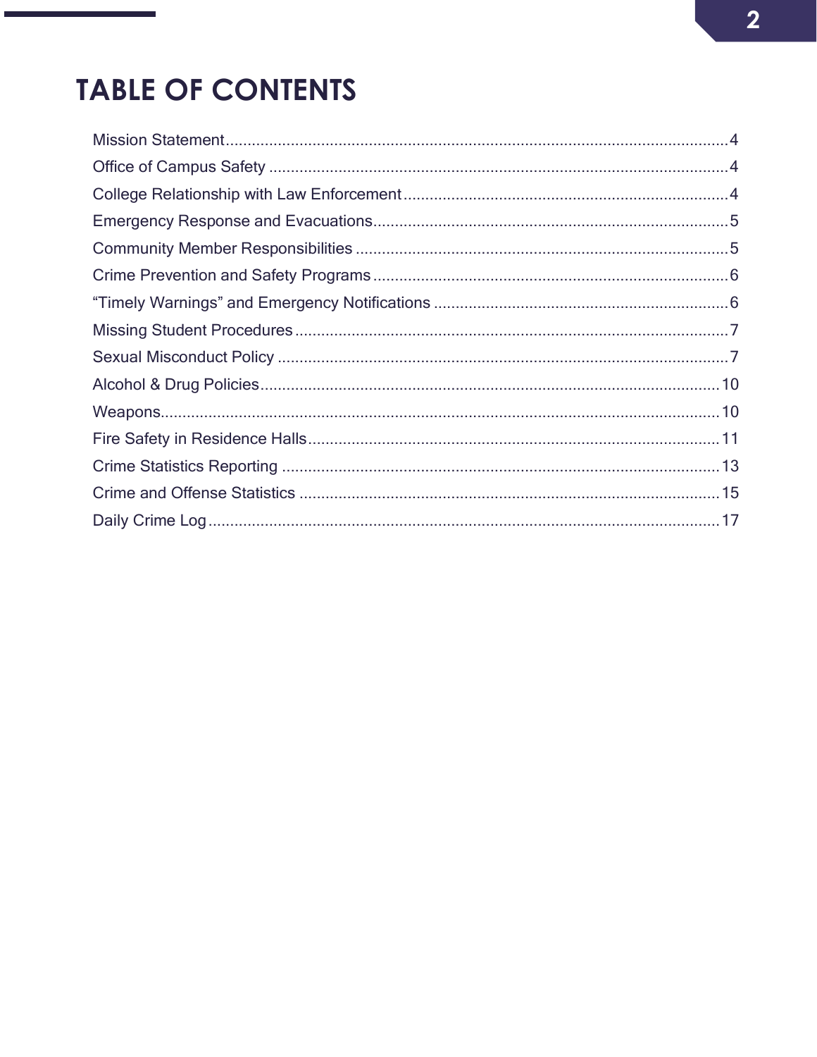# TABLE OF CONTENTS

| Section | Page |
| --- | --- |
| Mission Statement | 4 |
| Office of Campus Safety | 4 |
| College Relationship with Law Enforcement | 4 |
| Emergency Response and Evacuations | 5 |
| Community Member Responsibilities | 5 |
| Crime Prevention and Safety Programs | 6 |
| "Timely Warnings" and Emergency Notifications | 6 |
| Missing Student Procedures | 7 |
| Sexual Misconduct Policy | 7 |
| Alcohol & Drug Policies | 10 |
| Weapons | 10 |
| Fire Safety in Residence Halls | 11 |
| Crime Statistics Reporting | 13 |
| Crime and Offense Statistics | 15 |
| Daily Crime Log | 17 |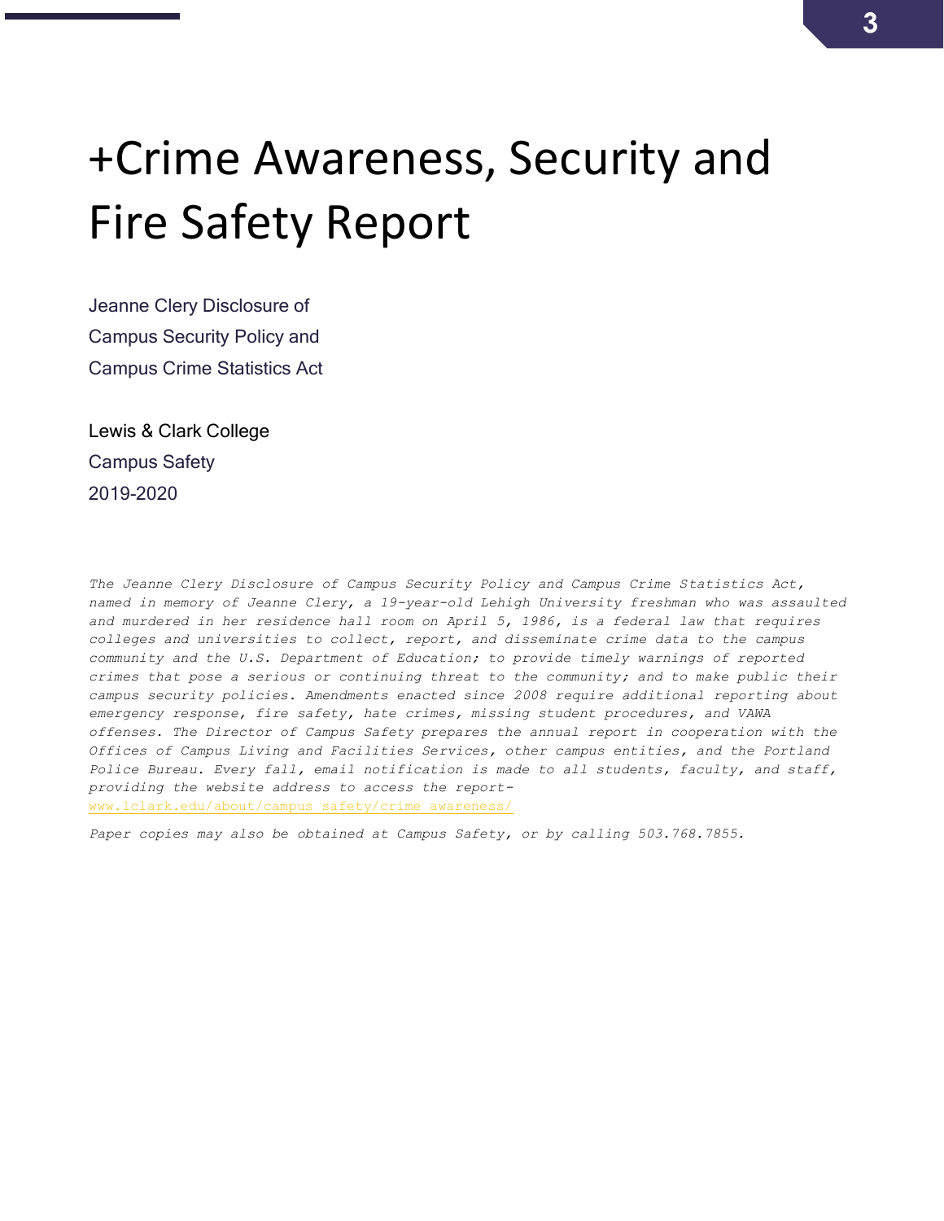# +Crime Awareness, Security and Fire Safety Report

Jeanne Clery Disclosure of
Campus Security Policy and
Campus Crime Statistics Act

Lewis & Clark College
Campus Safety
2019-2020

*The Jeanne Clery Disclosure of Campus Security Policy and Campus Crime Statistics Act, named in memory of Jeanne Clery, a 19-year-old Lehigh University freshman who was assaulted and murdered in her residence hall room on April 5, 1986, is a federal law that requires colleges and universities to collect, report, and disseminate crime data to the campus community and the U.S. Department of Education; to provide timely warnings of reported crimes that pose a serious or continuing threat to the community; and to make public their campus security policies. Amendments enacted since 2008 require additional reporting about emergency response, fire safety, hate crimes, missing student procedures, and VAWA offenses. The Director of Campus Safety prepares the annual report in cooperation with the Offices of Campus Living and Facilities Services, other campus entities, and the Portland Police Bureau. Every fall, email notification is made to all students, faculty, and staff, providing the website address to access the report-* [www.lclark.edu/about/campus_safety/crime_awareness/](www.lclark.edu/about/campus_safety/crime_awareness/)

*Paper copies may also be obtained at Campus Safety, or by calling 503.768.7855.*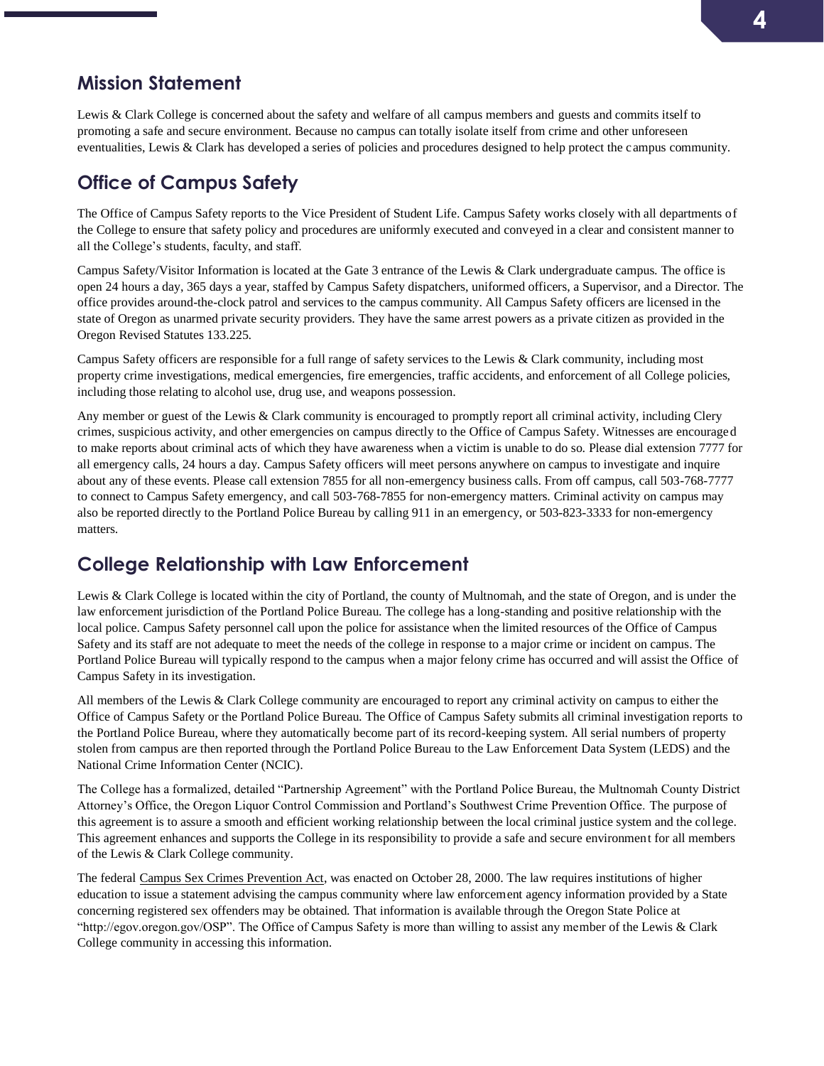## Mission Statement

Lewis & Clark College is concerned about the safety and welfare of all campus members and guests and commits itself to promoting a safe and secure environment. Because no campus can totally isolate itself from crime and other unforeseen eventualities, Lewis & Clark has developed a series of policies and procedures designed to help protect the campus community.

## Office of Campus Safety

The Office of Campus Safety reports to the Vice President of Student Life. Campus Safety works closely with all departments of the College to ensure that safety policy and procedures are uniformly executed and conveyed in a clear and consistent manner to all the College's students, faculty, and staff.

Campus Safety/Visitor Information is located at the Gate 3 entrance of the Lewis & Clark undergraduate campus. The office is open 24 hours a day, 365 days a year, staffed by Campus Safety dispatchers, uniformed officers, a Supervisor, and a Director. The office provides around-the-clock patrol and services to the campus community. All Campus Safety officers are licensed in the state of Oregon as unarmed private security providers. They have the same arrest powers as a private citizen as provided in the Oregon Revised Statutes 133.225.

Campus Safety officers are responsible for a full range of safety services to the Lewis & Clark community, including most property crime investigations, medical emergencies, fire emergencies, traffic accidents, and enforcement of all College policies, including those relating to alcohol use, drug use, and weapons possession.

Any member or guest of the Lewis & Clark community is encouraged to promptly report all criminal activity, including Clery crimes, suspicious activity, and other emergencies on campus directly to the Office of Campus Safety. Witnesses are encouraged to make reports about criminal acts of which they have awareness when a victim is unable to do so. Please dial extension 7777 for all emergency calls, 24 hours a day. Campus Safety officers will meet persons anywhere on campus to investigate and inquire about any of these events. Please call extension 7855 for all non-emergency business calls. From off campus, call 503-768-7777 to connect to Campus Safety emergency, and call 503-768-7855 for non-emergency matters. Criminal activity on campus may also be reported directly to the Portland Police Bureau by calling 911 in an emergency, or 503-823-3333 for non-emergency matters.

## College Relationship with Law Enforcement

Lewis & Clark College is located within the city of Portland, the county of Multnomah, and the state of Oregon, and is under the law enforcement jurisdiction of the Portland Police Bureau. The college has a long-standing and positive relationship with the local police. Campus Safety personnel call upon the police for assistance when the limited resources of the Office of Campus Safety and its staff are not adequate to meet the needs of the college in response to a major crime or incident on campus. The Portland Police Bureau will typically respond to the campus when a major felony crime has occurred and will assist the Office of Campus Safety in its investigation.

All members of the Lewis & Clark College community are encouraged to report any criminal activity on campus to either the Office of Campus Safety or the Portland Police Bureau. The Office of Campus Safety submits all criminal investigation reports to the Portland Police Bureau, where they automatically become part of its record-keeping system. All serial numbers of property stolen from campus are then reported through the Portland Police Bureau to the Law Enforcement Data System (LEDS) and the National Crime Information Center (NCIC).

The College has a formalized, detailed "Partnership Agreement" with the Portland Police Bureau, the Multnomah County District Attorney's Office, the Oregon Liquor Control Commission and Portland's Southwest Crime Prevention Office. The purpose of this agreement is to assure a smooth and efficient working relationship between the local criminal justice system and the college. This agreement enhances and supports the College in its responsibility to provide a safe and secure environment for all members of the Lewis & Clark College community.

The federal Campus Sex Crimes Prevention Act, was enacted on October 28, 2000. The law requires institutions of higher education to issue a statement advising the campus community where law enforcement agency information provided by a State concerning registered sex offenders may be obtained. That information is available through the Oregon State Police at "http://egov.oregon.gov/OSP". The Office of Campus Safety is more than willing to assist any member of the Lewis & Clark College community in accessing this information.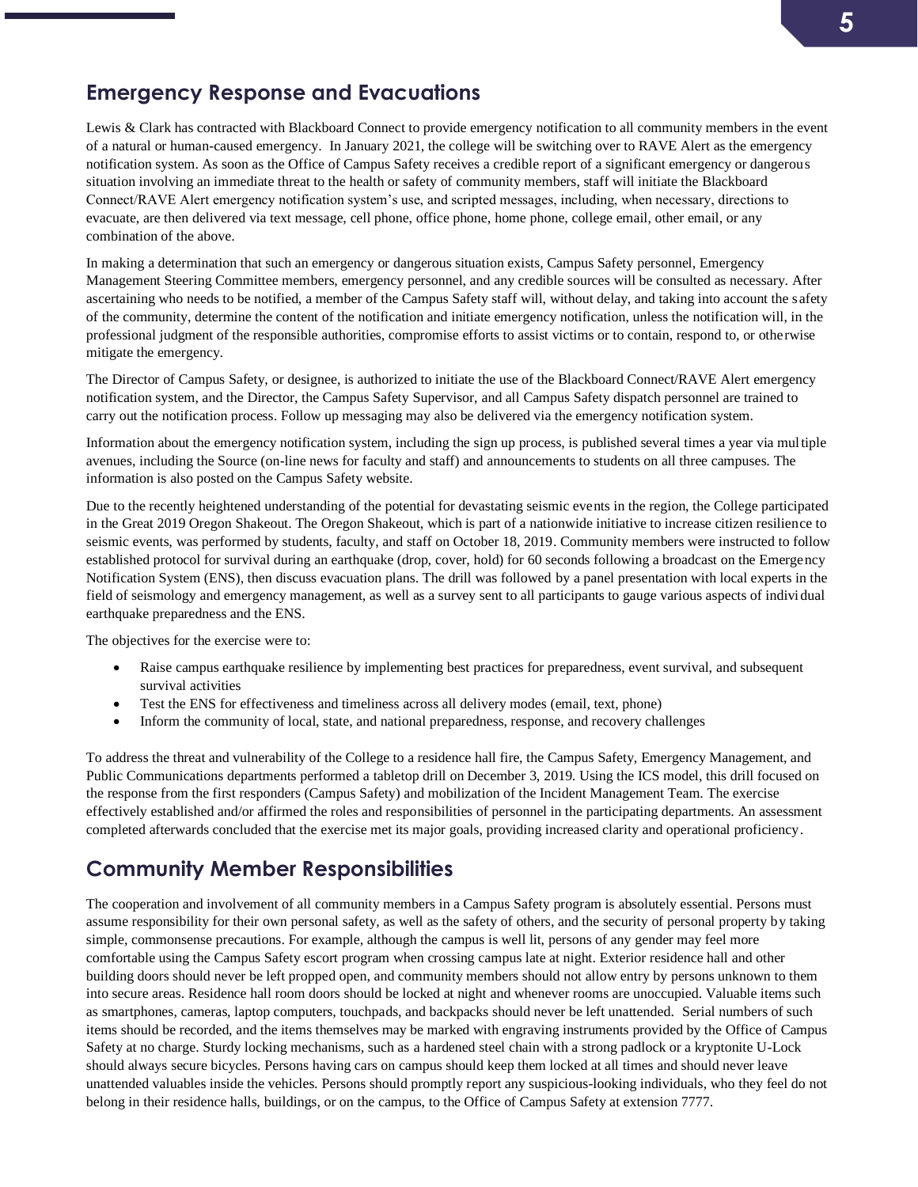## Emergency Response and Evacuations

Lewis & Clark has contracted with Blackboard Connect to provide emergency notification to all community members in the event of a natural or human-caused emergency. In January 2021, the college will be switching over to RAVE Alert as the emergency notification system. As soon as the Office of Campus Safety receives a credible report of a significant emergency or dangerous situation involving an immediate threat to the health or safety of community members, staff will initiate the Blackboard Connect/RAVE Alert emergency notification system's use, and scripted messages, including, when necessary, directions to evacuate, are then delivered via text message, cell phone, office phone, home phone, college email, other email, or any combination of the above.

In making a determination that such an emergency or dangerous situation exists, Campus Safety personnel, Emergency Management Steering Committee members, emergency personnel, and any credible sources will be consulted as necessary. After ascertaining who needs to be notified, a member of the Campus Safety staff will, without delay, and taking into account the safety of the community, determine the content of the notification and initiate emergency notification, unless the notification will, in the professional judgment of the responsible authorities, compromise efforts to assist victims or to contain, respond to, or otherwise mitigate the emergency.

The Director of Campus Safety, or designee, is authorized to initiate the use of the Blackboard Connect/RAVE Alert emergency notification system, and the Director, the Campus Safety Supervisor, and all Campus Safety dispatch personnel are trained to carry out the notification process. Follow up messaging may also be delivered via the emergency notification system.

Information about the emergency notification system, including the sign up process, is published several times a year via multiple avenues, including the Source (on-line news for faculty and staff) and announcements to students on all three campuses. The information is also posted on the Campus Safety website.

Due to the recently heightened understanding of the potential for devastating seismic events in the region, the College participated in the Great 2019 Oregon Shakeout. The Oregon Shakeout, which is part of a nationwide initiative to increase citizen resilience to seismic events, was performed by students, faculty, and staff on October 18, 2019. Community members were instructed to follow established protocol for survival during an earthquake (drop, cover, hold) for 60 seconds following a broadcast on the Emergency Notification System (ENS), then discuss evacuation plans. The drill was followed by a panel presentation with local experts in the field of seismology and emergency management, as well as a survey sent to all participants to gauge various aspects of individual earthquake preparedness and the ENS.

The objectives for the exercise were to:

- Raise campus earthquake resilience by implementing best practices for preparedness, event survival, and subsequent survival activities
- Test the ENS for effectiveness and timeliness across all delivery modes (email, text, phone)
- Inform the community of local, state, and national preparedness, response, and recovery challenges

To address the threat and vulnerability of the College to a residence hall fire, the Campus Safety, Emergency Management, and Public Communications departments performed a tabletop drill on December 3, 2019. Using the ICS model, this drill focused on the response from the first responders (Campus Safety) and mobilization of the Incident Management Team. The exercise effectively established and/or affirmed the roles and responsibilities of personnel in the participating departments. An assessment completed afterwards concluded that the exercise met its major goals, providing increased clarity and operational proficiency.

## Community Member Responsibilities

The cooperation and involvement of all community members in a Campus Safety program is absolutely essential. Persons must assume responsibility for their own personal safety, as well as the safety of others, and the security of personal property by taking simple, commonsense precautions. For example, although the campus is well lit, persons of any gender may feel more comfortable using the Campus Safety escort program when crossing campus late at night. Exterior residence hall and other building doors should never be left propped open, and community members should not allow entry by persons unknown to them into secure areas. Residence hall room doors should be locked at night and whenever rooms are unoccupied. Valuable items such as smartphones, cameras, laptop computers, touchpads, and backpacks should never be left unattended. Serial numbers of such items should be recorded, and the items themselves may be marked with engraving instruments provided by the Office of Campus Safety at no charge. Sturdy locking mechanisms, such as a hardened steel chain with a strong padlock or a kryptonite U-Lock should always secure bicycles. Persons having cars on campus should keep them locked at all times and should never leave unattended valuables inside the vehicles. Persons should promptly report any suspicious-looking individuals, who they feel do not belong in their residence halls, buildings, or on the campus, to the Office of Campus Safety at extension 7777.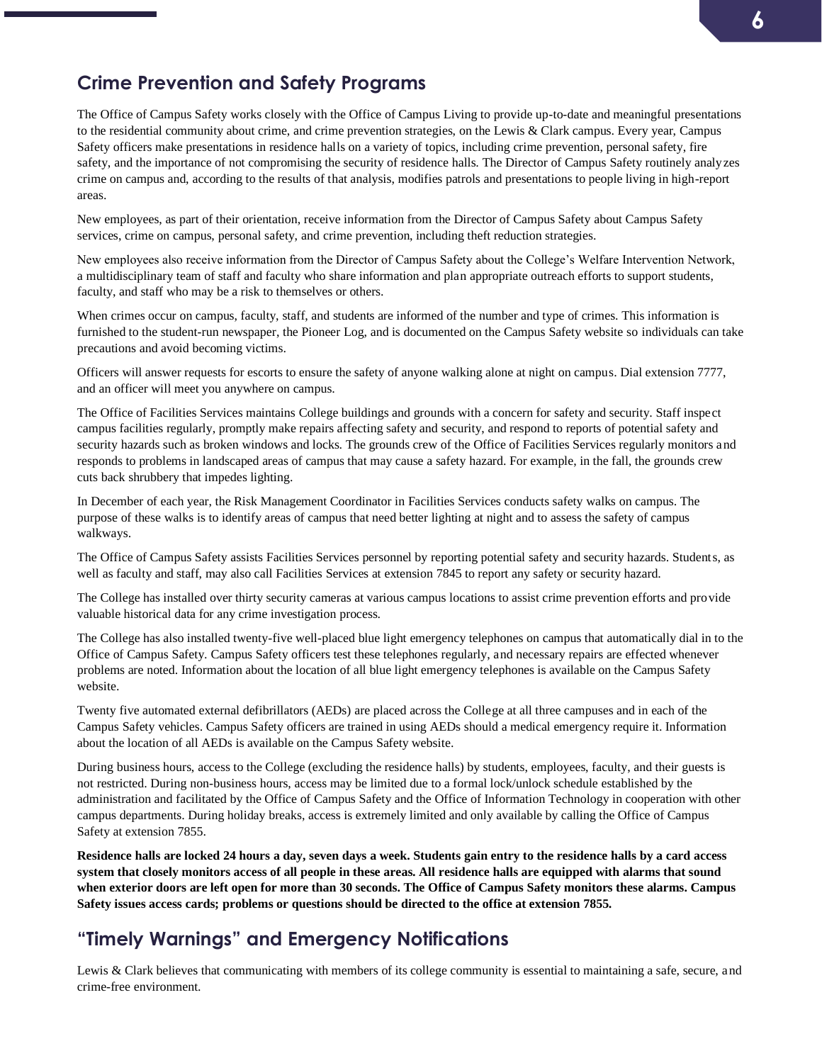## Crime Prevention and Safety Programs

The Office of Campus Safety works closely with the Office of Campus Living to provide up-to-date and meaningful presentations to the residential community about crime, and crime prevention strategies, on the Lewis & Clark campus. Every year, Campus Safety officers make presentations in residence halls on a variety of topics, including crime prevention, personal safety, fire safety, and the importance of not compromising the security of residence halls. The Director of Campus Safety routinely analyzes crime on campus and, according to the results of that analysis, modifies patrols and presentations to people living in high-report areas.

New employees, as part of their orientation, receive information from the Director of Campus Safety about Campus Safety services, crime on campus, personal safety, and crime prevention, including theft reduction strategies.

New employees also receive information from the Director of Campus Safety about the College's Welfare Intervention Network, a multidisciplinary team of staff and faculty who share information and plan appropriate outreach efforts to support students, faculty, and staff who may be a risk to themselves or others.

When crimes occur on campus, faculty, staff, and students are informed of the number and type of crimes. This information is furnished to the student-run newspaper, the Pioneer Log, and is documented on the Campus Safety website so individuals can take precautions and avoid becoming victims.

Officers will answer requests for escorts to ensure the safety of anyone walking alone at night on campus. Dial extension 7777, and an officer will meet you anywhere on campus.

The Office of Facilities Services maintains College buildings and grounds with a concern for safety and security. Staff inspect campus facilities regularly, promptly make repairs affecting safety and security, and respond to reports of potential safety and security hazards such as broken windows and locks. The grounds crew of the Office of Facilities Services regularly monitors and responds to problems in landscaped areas of campus that may cause a safety hazard. For example, in the fall, the grounds crew cuts back shrubbery that impedes lighting.

In December of each year, the Risk Management Coordinator in Facilities Services conducts safety walks on campus. The purpose of these walks is to identify areas of campus that need better lighting at night and to assess the safety of campus walkways.

The Office of Campus Safety assists Facilities Services personnel by reporting potential safety and security hazards. Students, as well as faculty and staff, may also call Facilities Services at extension 7845 to report any safety or security hazard.

The College has installed over thirty security cameras at various campus locations to assist crime prevention efforts and provide valuable historical data for any crime investigation process.

The College has also installed twenty-five well-placed blue light emergency telephones on campus that automatically dial in to the Office of Campus Safety. Campus Safety officers test these telephones regularly, and necessary repairs are effected whenever problems are noted. Information about the location of all blue light emergency telephones is available on the Campus Safety website.

Twenty five automated external defibrillators (AEDs) are placed across the College at all three campuses and in each of the Campus Safety vehicles. Campus Safety officers are trained in using AEDs should a medical emergency require it. Information about the location of all AEDs is available on the Campus Safety website.

During business hours, access to the College (excluding the residence halls) by students, employees, faculty, and their guests is not restricted. During non-business hours, access may be limited due to a formal lock/unlock schedule established by the administration and facilitated by the Office of Campus Safety and the Office of Information Technology in cooperation with other campus departments. During holiday breaks, access is extremely limited and only available by calling the Office of Campus Safety at extension 7855.

**Residence halls are locked 24 hours a day, seven days a week. Students gain entry to the residence halls by a card access system that closely monitors access of all people in these areas. All residence halls are equipped with alarms that sound when exterior doors are left open for more than 30 seconds. The Office of Campus Safety monitors these alarms. Campus Safety issues access cards; problems or questions should be directed to the office at extension 7855.**

## "Timely Warnings" and Emergency Notifications

Lewis & Clark believes that communicating with members of its college community is essential to maintaining a safe, secure, and crime-free environment.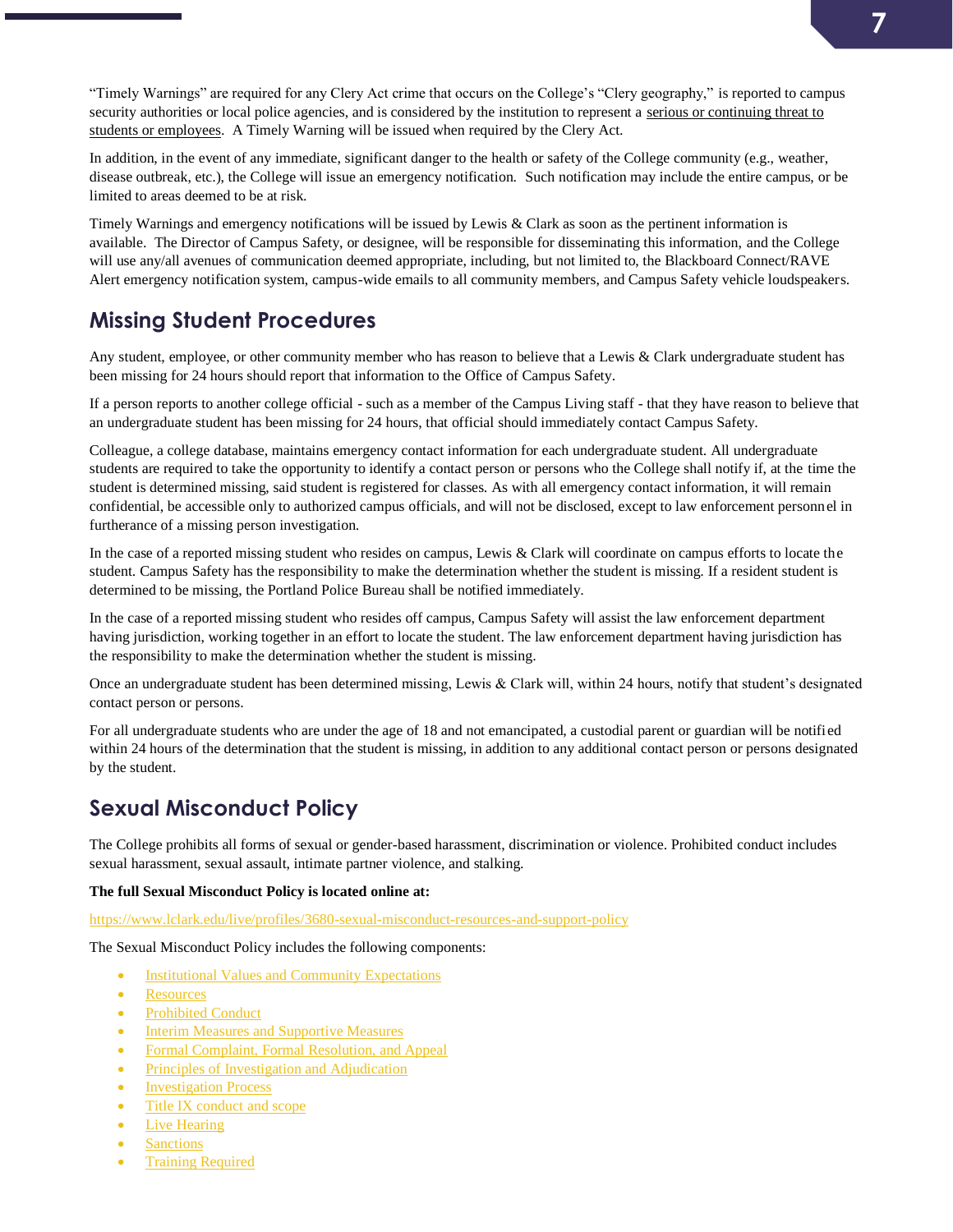"Timely Warnings" are required for any Clery Act crime that occurs on the College's "Clery geography," is reported to campus security authorities or local police agencies, and is considered by the institution to represent a serious or continuing threat to students or employees. A Timely Warning will be issued when required by the Clery Act.

In addition, in the event of any immediate, significant danger to the health or safety of the College community (e.g., weather, disease outbreak, etc.), the College will issue an emergency notification. Such notification may include the entire campus, or be limited to areas deemed to be at risk.

Timely Warnings and emergency notifications will be issued by Lewis & Clark as soon as the pertinent information is available. The Director of Campus Safety, or designee, will be responsible for disseminating this information, and the College will use any/all avenues of communication deemed appropriate, including, but not limited to, the Blackboard Connect/RAVE Alert emergency notification system, campus-wide emails to all community members, and Campus Safety vehicle loudspeakers.

## Missing Student Procedures

Any student, employee, or other community member who has reason to believe that a Lewis & Clark undergraduate student has been missing for 24 hours should report that information to the Office of Campus Safety.

If a person reports to another college official - such as a member of the Campus Living staff - that they have reason to believe that an undergraduate student has been missing for 24 hours, that official should immediately contact Campus Safety.

Colleague, a college database, maintains emergency contact information for each undergraduate student. All undergraduate students are required to take the opportunity to identify a contact person or persons who the College shall notify if, at the time the student is determined missing, said student is registered for classes. As with all emergency contact information, it will remain confidential, be accessible only to authorized campus officials, and will not be disclosed, except to law enforcement personnel in furtherance of a missing person investigation.

In the case of a reported missing student who resides on campus, Lewis & Clark will coordinate on campus efforts to locate the student. Campus Safety has the responsibility to make the determination whether the student is missing. If a resident student is determined to be missing, the Portland Police Bureau shall be notified immediately.

In the case of a reported missing student who resides off campus, Campus Safety will assist the law enforcement department having jurisdiction, working together in an effort to locate the student. The law enforcement department having jurisdiction has the responsibility to make the determination whether the student is missing.

Once an undergraduate student has been determined missing, Lewis & Clark will, within 24 hours, notify that student's designated contact person or persons.

For all undergraduate students who are under the age of 18 and not emancipated, a custodial parent or guardian will be notified within 24 hours of the determination that the student is missing, in addition to any additional contact person or persons designated by the student.

## Sexual Misconduct Policy

The College prohibits all forms of sexual or gender-based harassment, discrimination or violence. Prohibited conduct includes sexual harassment, sexual assault, intimate partner violence, and stalking.

**The full Sexual Misconduct Policy is located online at:**

https://www.lclark.edu/live/profiles/3680-sexual-misconduct-resources-and-support-policy

The Sexual Misconduct Policy includes the following components:

- Institutional Values and Community Expectations
- Resources
- Prohibited Conduct
- Interim Measures and Supportive Measures
- Formal Complaint, Formal Resolution, and Appeal
- Principles of Investigation and Adjudication
- Investigation Process
- Title IX conduct and scope
- Live Hearing
- Sanctions
- Training Required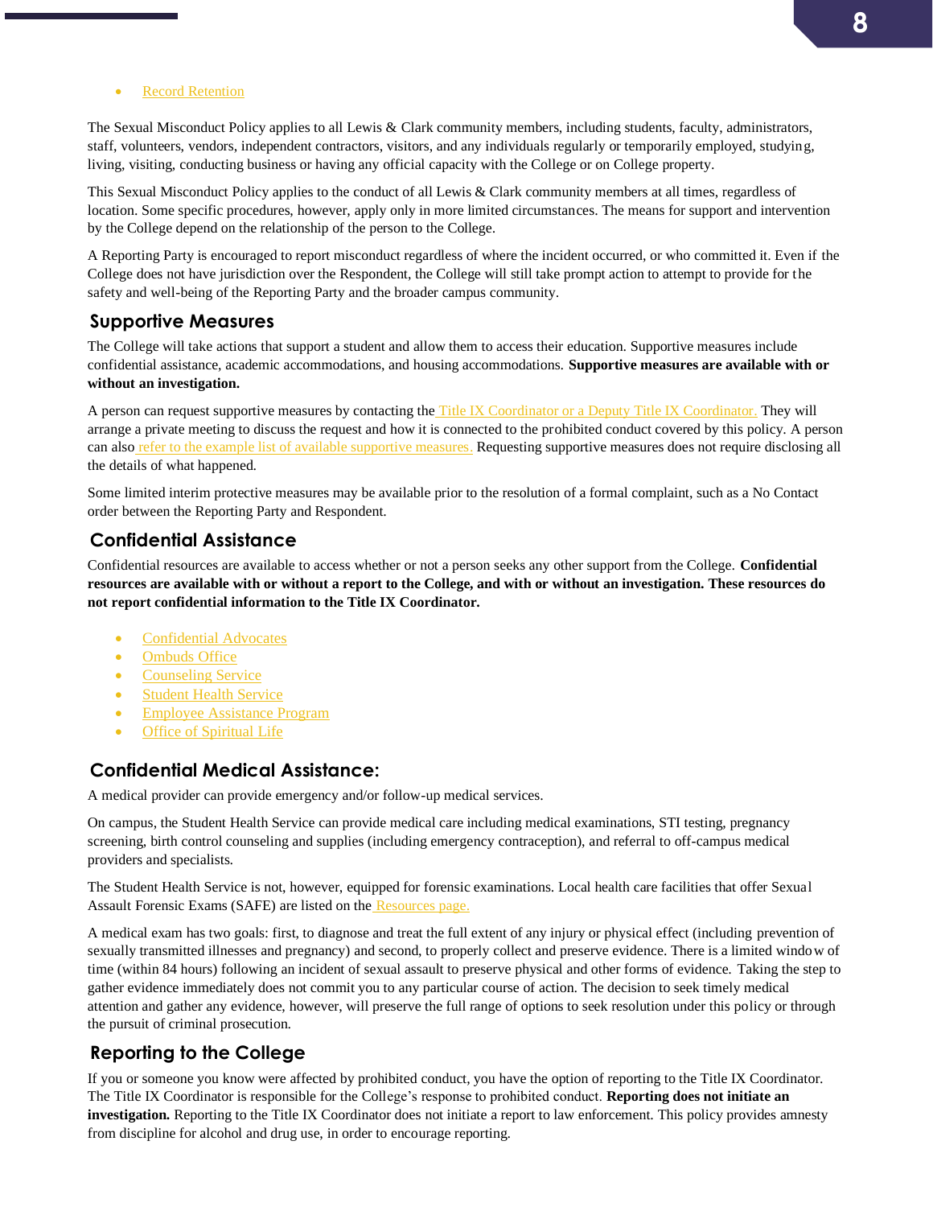- Record Retention

The Sexual Misconduct Policy applies to all Lewis & Clark community members, including students, faculty, administrators, staff, volunteers, vendors, independent contractors, visitors, and any individuals regularly or temporarily employed, studying, living, visiting, conducting business or having any official capacity with the College or on College property.

This Sexual Misconduct Policy applies to the conduct of all Lewis & Clark community members at all times, regardless of location. Some specific procedures, however, apply only in more limited circumstances. The means for support and intervention by the College depend on the relationship of the person to the College.

A Reporting Party is encouraged to report misconduct regardless of where the incident occurred, or who committed it. Even if the College does not have jurisdiction over the Respondent, the College will still take prompt action to attempt to provide for the safety and well-being of the Reporting Party and the broader campus community.

## Supportive Measures

The College will take actions that support a student and allow them to access their education. Supportive measures include confidential assistance, academic accommodations, and housing accommodations. **Supportive measures are available with or without an investigation.**

A person can request supportive measures by contacting the Title IX Coordinator or a Deputy Title IX Coordinator. They will arrange a private meeting to discuss the request and how it is connected to the prohibited conduct covered by this policy. A person can also refer to the example list of available supportive measures. Requesting supportive measures does not require disclosing all the details of what happened.

Some limited interim protective measures may be available prior to the resolution of a formal complaint, such as a No Contact order between the Reporting Party and Respondent.

## Confidential Assistance

Confidential resources are available to access whether or not a person seeks any other support from the College. **Confidential resources are available with or without a report to the College, and with or without an investigation. These resources do not report confidential information to the Title IX Coordinator.**

- Confidential Advocates
- Ombuds Office
- Counseling Service
- Student Health Service
- Employee Assistance Program
- Office of Spiritual Life

## Confidential Medical Assistance:

A medical provider can provide emergency and/or follow-up medical services.

On campus, the Student Health Service can provide medical care including medical examinations, STI testing, pregnancy screening, birth control counseling and supplies (including emergency contraception), and referral to off-campus medical providers and specialists.

The Student Health Service is not, however, equipped for forensic examinations. Local health care facilities that offer Sexual Assault Forensic Exams (SAFE) are listed on the Resources page.

A medical exam has two goals: first, to diagnose and treat the full extent of any injury or physical effect (including prevention of sexually transmitted illnesses and pregnancy) and second, to properly collect and preserve evidence. There is a limited window of time (within 84 hours) following an incident of sexual assault to preserve physical and other forms of evidence. Taking the step to gather evidence immediately does not commit you to any particular course of action. The decision to seek timely medical attention and gather any evidence, however, will preserve the full range of options to seek resolution under this policy or through the pursuit of criminal prosecution.

## Reporting to the College

If you or someone you know were affected by prohibited conduct, you have the option of reporting to the Title IX Coordinator. The Title IX Coordinator is responsible for the College's response to prohibited conduct. **Reporting does not initiate an investigation.** Reporting to the Title IX Coordinator does not initiate a report to law enforcement. This policy provides amnesty from discipline for alcohol and drug use, in order to encourage reporting.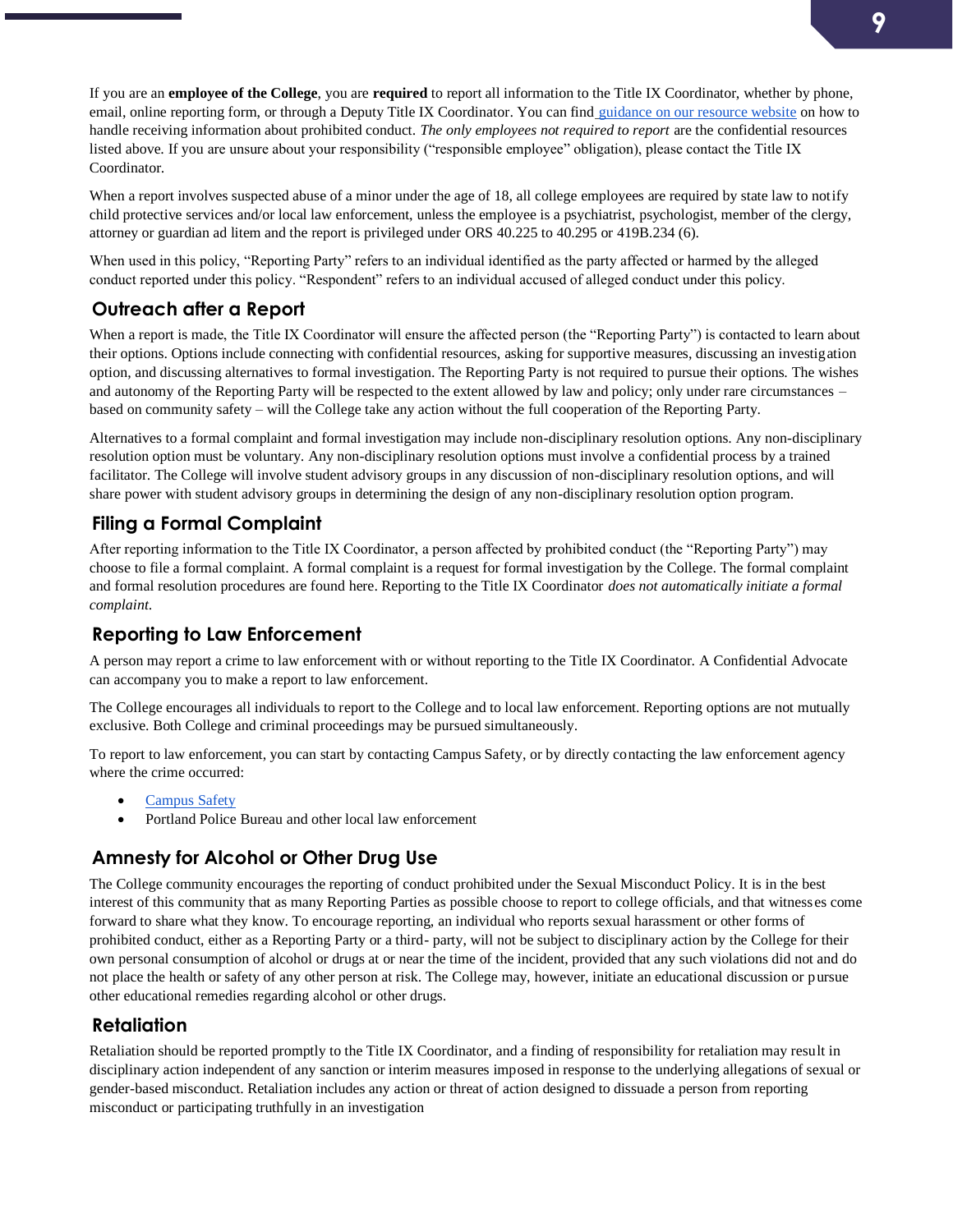If you are an **employee of the College**, you are **required** to report all information to the Title IX Coordinator, whether by phone, email, online reporting form, or through a Deputy Title IX Coordinator. You can find [guidance on our resource website](guidance on our resource website) on how to handle receiving information about prohibited conduct. *The only employees not required to report* are the confidential resources listed above. If you are unsure about your responsibility ("responsible employee" obligation), please contact the Title IX Coordinator.

When a report involves suspected abuse of a minor under the age of 18, all college employees are required by state law to notify child protective services and/or local law enforcement, unless the employee is a psychiatrist, psychologist, member of the clergy, attorney or guardian ad litem and the report is privileged under ORS 40.225 to 40.295 or 419B.234 (6).

When used in this policy, "Reporting Party" refers to an individual identified as the party affected or harmed by the alleged conduct reported under this policy. "Respondent" refers to an individual accused of alleged conduct under this policy.

## Outreach after a Report

When a report is made, the Title IX Coordinator will ensure the affected person (the "Reporting Party") is contacted to learn about their options. Options include connecting with confidential resources, asking for supportive measures, discussing an investigation option, and discussing alternatives to formal investigation. The Reporting Party is not required to pursue their options. The wishes and autonomy of the Reporting Party will be respected to the extent allowed by law and policy; only under rare circumstances – based on community safety – will the College take any action without the full cooperation of the Reporting Party.

Alternatives to a formal complaint and formal investigation may include non-disciplinary resolution options. Any non-disciplinary resolution option must be voluntary. Any non-disciplinary resolution options must involve a confidential process by a trained facilitator. The College will involve student advisory groups in any discussion of non-disciplinary resolution options, and will share power with student advisory groups in determining the design of any non-disciplinary resolution option program.

## Filing a Formal Complaint

After reporting information to the Title IX Coordinator, a person affected by prohibited conduct (the "Reporting Party") may choose to file a formal complaint. A formal complaint is a request for formal investigation by the College. The formal complaint and formal resolution procedures are found here. Reporting to the Title IX Coordinator *does not automatically initiate a formal complaint.*

## Reporting to Law Enforcement

A person may report a crime to law enforcement with or without reporting to the Title IX Coordinator. A Confidential Advocate can accompany you to make a report to law enforcement.

The College encourages all individuals to report to the College and to local law enforcement. Reporting options are not mutually exclusive. Both College and criminal proceedings may be pursued simultaneously.

To report to law enforcement, you can start by contacting Campus Safety, or by directly contacting the law enforcement agency where the crime occurred:

- [Campus Safety](Campus Safety)
- Portland Police Bureau and other local law enforcement

## Amnesty for Alcohol or Other Drug Use

The College community encourages the reporting of conduct prohibited under the Sexual Misconduct Policy. It is in the best interest of this community that as many Reporting Parties as possible choose to report to college officials, and that witnesses come forward to share what they know. To encourage reporting, an individual who reports sexual harassment or other forms of prohibited conduct, either as a Reporting Party or a third- party, will not be subject to disciplinary action by the College for their own personal consumption of alcohol or drugs at or near the time of the incident, provided that any such violations did not and do not place the health or safety of any other person at risk. The College may, however, initiate an educational discussion or pursue other educational remedies regarding alcohol or other drugs.

## Retaliation

Retaliation should be reported promptly to the Title IX Coordinator, and a finding of responsibility for retaliation may result in disciplinary action independent of any sanction or interim measures imposed in response to the underlying allegations of sexual or gender-based misconduct. Retaliation includes any action or threat of action designed to dissuade a person from reporting misconduct or participating truthfully in an investigation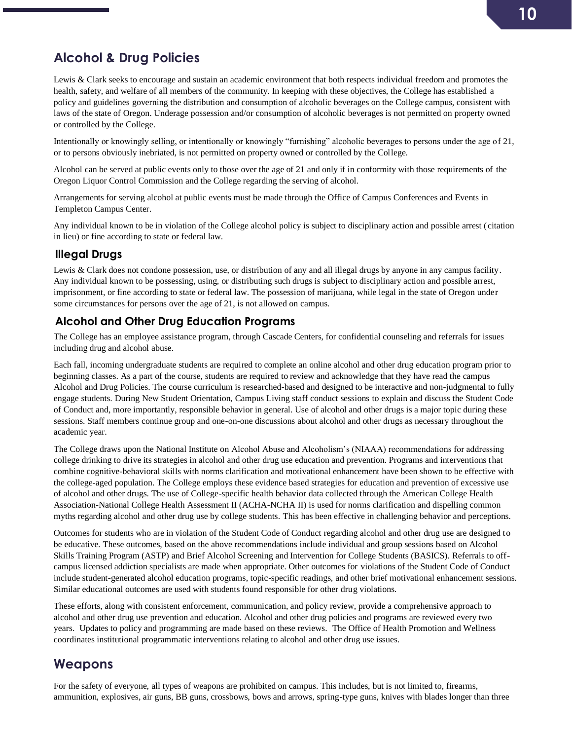## Alcohol & Drug Policies

Lewis & Clark seeks to encourage and sustain an academic environment that both respects individual freedom and promotes the health, safety, and welfare of all members of the community. In keeping with these objectives, the College has established a policy and guidelines governing the distribution and consumption of alcoholic beverages on the College campus, consistent with laws of the state of Oregon. Underage possession and/or consumption of alcoholic beverages is not permitted on property owned or controlled by the College.

Intentionally or knowingly selling, or intentionally or knowingly "furnishing" alcoholic beverages to persons under the age of 21, or to persons obviously inebriated, is not permitted on property owned or controlled by the College.

Alcohol can be served at public events only to those over the age of 21 and only if in conformity with those requirements of the Oregon Liquor Control Commission and the College regarding the serving of alcohol.

Arrangements for serving alcohol at public events must be made through the Office of Campus Conferences and Events in Templeton Campus Center.

Any individual known to be in violation of the College alcohol policy is subject to disciplinary action and possible arrest (citation in lieu) or fine according to state or federal law.

### Illegal Drugs

Lewis & Clark does not condone possession, use, or distribution of any and all illegal drugs by anyone in any campus facility. Any individual known to be possessing, using, or distributing such drugs is subject to disciplinary action and possible arrest, imprisonment, or fine according to state or federal law. The possession of marijuana, while legal in the state of Oregon under some circumstances for persons over the age of 21, is not allowed on campus.

### Alcohol and Other Drug Education Programs

The College has an employee assistance program, through Cascade Centers, for confidential counseling and referrals for issues including drug and alcohol abuse.

Each fall, incoming undergraduate students are required to complete an online alcohol and other drug education program prior to beginning classes. As a part of the course, students are required to review and acknowledge that they have read the campus Alcohol and Drug Policies. The course curriculum is researched-based and designed to be interactive and non-judgmental to fully engage students. During New Student Orientation, Campus Living staff conduct sessions to explain and discuss the Student Code of Conduct and, more importantly, responsible behavior in general. Use of alcohol and other drugs is a major topic during these sessions. Staff members continue group and one-on-one discussions about alcohol and other drugs as necessary throughout the academic year.

The College draws upon the National Institute on Alcohol Abuse and Alcoholism's (NIAAA) recommendations for addressing college drinking to drive its strategies in alcohol and other drug use education and prevention. Programs and interventions that combine cognitive-behavioral skills with norms clarification and motivational enhancement have been shown to be effective with the college-aged population. The College employs these evidence based strategies for education and prevention of excessive use of alcohol and other drugs. The use of College-specific health behavior data collected through the American College Health Association-National College Health Assessment II (ACHA-NCHA II) is used for norms clarification and dispelling common myths regarding alcohol and other drug use by college students. This has been effective in challenging behavior and perceptions.

Outcomes for students who are in violation of the Student Code of Conduct regarding alcohol and other drug use are designed to be educative. These outcomes, based on the above recommendations include individual and group sessions based on Alcohol Skills Training Program (ASTP) and Brief Alcohol Screening and Intervention for College Students (BASICS). Referrals to off-campus licensed addiction specialists are made when appropriate. Other outcomes for violations of the Student Code of Conduct include student-generated alcohol education programs, topic-specific readings, and other brief motivational enhancement sessions. Similar educational outcomes are used with students found responsible for other drug violations.

These efforts, along with consistent enforcement, communication, and policy review, provide a comprehensive approach to alcohol and other drug use prevention and education. Alcohol and other drug policies and programs are reviewed every two years. Updates to policy and programming are made based on these reviews. The Office of Health Promotion and Wellness coordinates institutional programmatic interventions relating to alcohol and other drug use issues.

## Weapons

For the safety of everyone, all types of weapons are prohibited on campus. This includes, but is not limited to, firearms, ammunition, explosives, air guns, BB guns, crossbows, bows and arrows, spring-type guns, knives with blades longer than three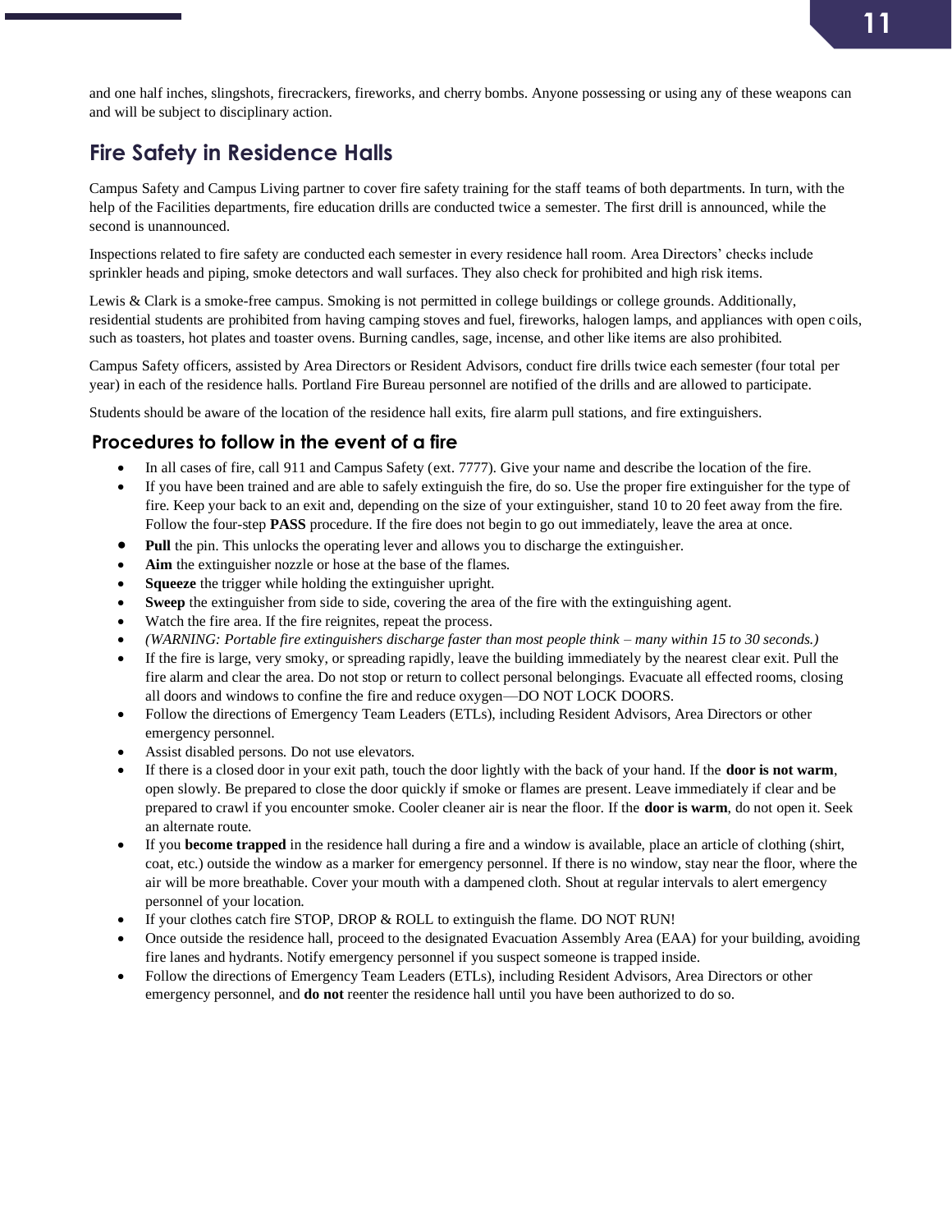and one half inches, slingshots, firecrackers, fireworks, and cherry bombs. Anyone possessing or using any of these weapons can and will be subject to disciplinary action.

## Fire Safety in Residence Halls

Campus Safety and Campus Living partner to cover fire safety training for the staff teams of both departments. In turn, with the help of the Facilities departments, fire education drills are conducted twice a semester. The first drill is announced, while the second is unannounced.

Inspections related to fire safety are conducted each semester in every residence hall room. Area Directors' checks include sprinkler heads and piping, smoke detectors and wall surfaces. They also check for prohibited and high risk items.

Lewis & Clark is a smoke-free campus. Smoking is not permitted in college buildings or college grounds. Additionally, residential students are prohibited from having camping stoves and fuel, fireworks, halogen lamps, and appliances with open coils, such as toasters, hot plates and toaster ovens. Burning candles, sage, incense, and other like items are also prohibited.

Campus Safety officers, assisted by Area Directors or Resident Advisors, conduct fire drills twice each semester (four total per year) in each of the residence halls. Portland Fire Bureau personnel are notified of the drills and are allowed to participate.

Students should be aware of the location of the residence hall exits, fire alarm pull stations, and fire extinguishers.

### Procedures to follow in the event of a fire

- In all cases of fire, call 911 and Campus Safety (ext. 7777). Give your name and describe the location of the fire.
- If you have been trained and are able to safely extinguish the fire, do so. Use the proper fire extinguisher for the type of fire. Keep your back to an exit and, depending on the size of your extinguisher, stand 10 to 20 feet away from the fire. Follow the four-step **PASS** procedure. If the fire does not begin to go out immediately, leave the area at once.
- **Pull** the pin. This unlocks the operating lever and allows you to discharge the extinguisher.
- **Aim** the extinguisher nozzle or hose at the base of the flames.
- **Squeeze** the trigger while holding the extinguisher upright.
- **Sweep** the extinguisher from side to side, covering the area of the fire with the extinguishing agent.
- Watch the fire area. If the fire reignites, repeat the process.
- *(WARNING: Portable fire extinguishers discharge faster than most people think – many within 15 to 30 seconds.)*
- If the fire is large, very smoky, or spreading rapidly, leave the building immediately by the nearest clear exit. Pull the fire alarm and clear the area. Do not stop or return to collect personal belongings. Evacuate all effected rooms, closing all doors and windows to confine the fire and reduce oxygen—DO NOT LOCK DOORS.
- Follow the directions of Emergency Team Leaders (ETLs), including Resident Advisors, Area Directors or other emergency personnel.
- Assist disabled persons. Do not use elevators.
- If there is a closed door in your exit path, touch the door lightly with the back of your hand. If the **door is not warm**, open slowly. Be prepared to close the door quickly if smoke or flames are present. Leave immediately if clear and be prepared to crawl if you encounter smoke. Cooler cleaner air is near the floor. If the **door is warm**, do not open it. Seek an alternate route.
- If you **become trapped** in the residence hall during a fire and a window is available, place an article of clothing (shirt, coat, etc.) outside the window as a marker for emergency personnel. If there is no window, stay near the floor, where the air will be more breathable. Cover your mouth with a dampened cloth. Shout at regular intervals to alert emergency personnel of your location.
- If your clothes catch fire STOP, DROP & ROLL to extinguish the flame. DO NOT RUN!
- Once outside the residence hall, proceed to the designated Evacuation Assembly Area (EAA) for your building, avoiding fire lanes and hydrants. Notify emergency personnel if you suspect someone is trapped inside.
- Follow the directions of Emergency Team Leaders (ETLs), including Resident Advisors, Area Directors or other emergency personnel, and **do not** reenter the residence hall until you have been authorized to do so.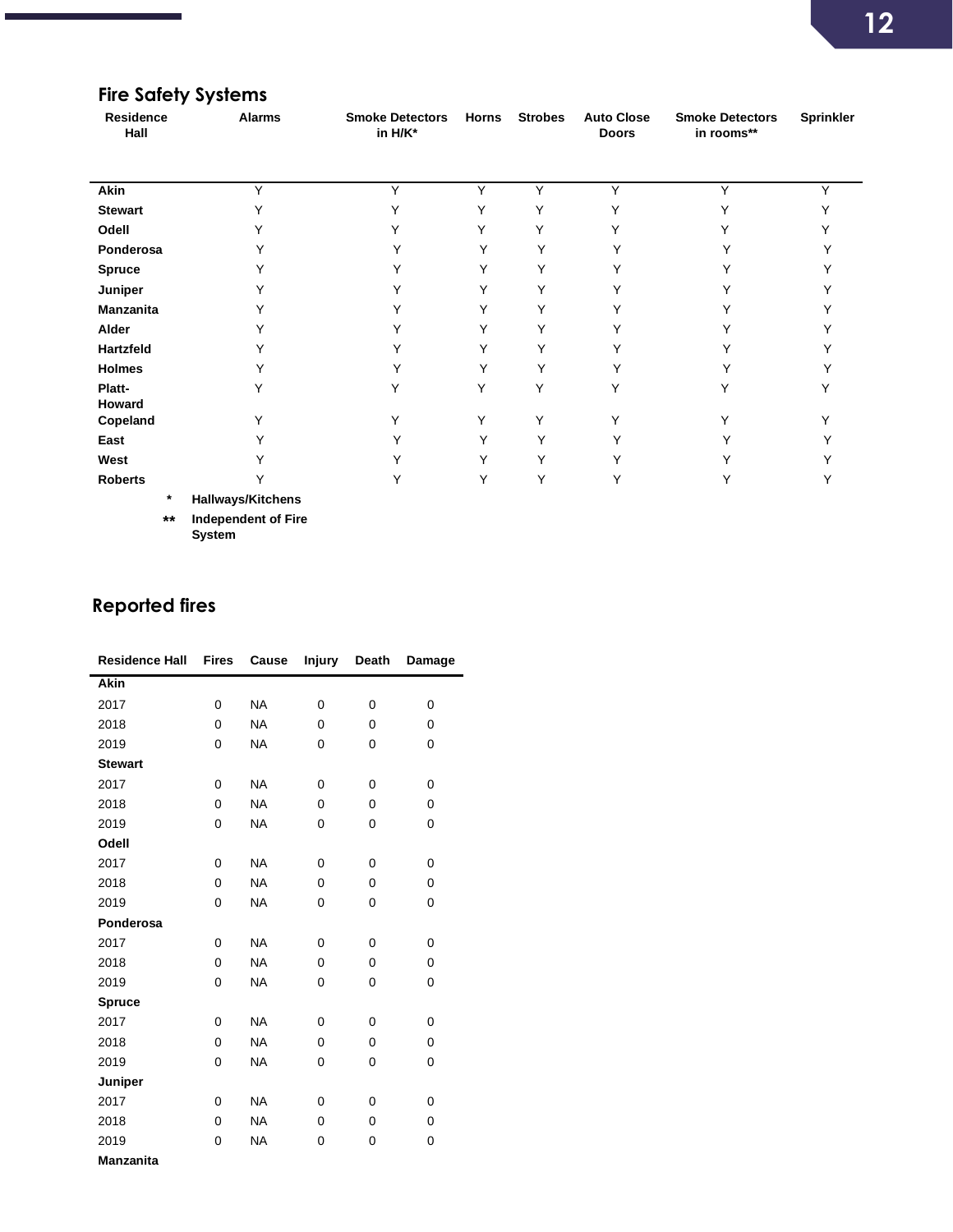## Fire Safety Systems

| Residence Hall | Alarms | Smoke Detectors in H/K* | Horns | Strobes | Auto Close Doors | Smoke Detectors in rooms** | Sprinkler |
|---|---|---|---|---|---|---|---|
| **Akin** | Y | Y | Y | Y | Y | Y | Y |
| **Stewart** | Y | Y | Y | Y | Y | Y | Y |
| **Odell** | Y | Y | Y | Y | Y | Y | Y |
| **Ponderosa** | Y | Y | Y | Y | Y | Y | Y |
| **Spruce** | Y | Y | Y | Y | Y | Y | Y |
| **Juniper** | Y | Y | Y | Y | Y | Y | Y |
| **Manzanita** | Y | Y | Y | Y | Y | Y | Y |
| **Alder** | Y | Y | Y | Y | Y | Y | Y |
| **Hartzfeld** | Y | Y | Y | Y | Y | Y | Y |
| **Holmes** | Y | Y | Y | Y | Y | Y | Y |
| **Platt-Howard** | Y | Y | Y | Y | Y | Y | Y |
| **Copeland** | Y | Y | Y | Y | Y | Y | Y |
| **East** | Y | Y | Y | Y | Y | Y | Y |
| **West** | Y | Y | Y | Y | Y | Y | Y |
| **Roberts** | Y | Y | Y | Y | Y | Y | Y |

\* **Hallways/Kitchens**

\** **Independent of Fire System**

## Reported fires

| Residence Hall | Fires | Cause | Injury | Death | Damage |
|---|---|---|---|---|---|
| **Akin** | | | | | |
| 2017 | 0 | NA | 0 | 0 | 0 |
| 2018 | 0 | NA | 0 | 0 | 0 |
| 2019 | 0 | NA | 0 | 0 | 0 |
| **Stewart** | | | | | |
| 2017 | 0 | NA | 0 | 0 | 0 |
| 2018 | 0 | NA | 0 | 0 | 0 |
| 2019 | 0 | NA | 0 | 0 | 0 |
| **Odell** | | | | | |
| 2017 | 0 | NA | 0 | 0 | 0 |
| 2018 | 0 | NA | 0 | 0 | 0 |
| 2019 | 0 | NA | 0 | 0 | 0 |
| **Ponderosa** | | | | | |
| 2017 | 0 | NA | 0 | 0 | 0 |
| 2018 | 0 | NA | 0 | 0 | 0 |
| 2019 | 0 | NA | 0 | 0 | 0 |
| **Spruce** | | | | | |
| 2017 | 0 | NA | 0 | 0 | 0 |
| 2018 | 0 | NA | 0 | 0 | 0 |
| 2019 | 0 | NA | 0 | 0 | 0 |
| **Juniper** | | | | | |
| 2017 | 0 | NA | 0 | 0 | 0 |
| 2018 | 0 | NA | 0 | 0 | 0 |
| 2019 | 0 | NA | 0 | 0 | 0 |
| **Manzanita** | | | | | |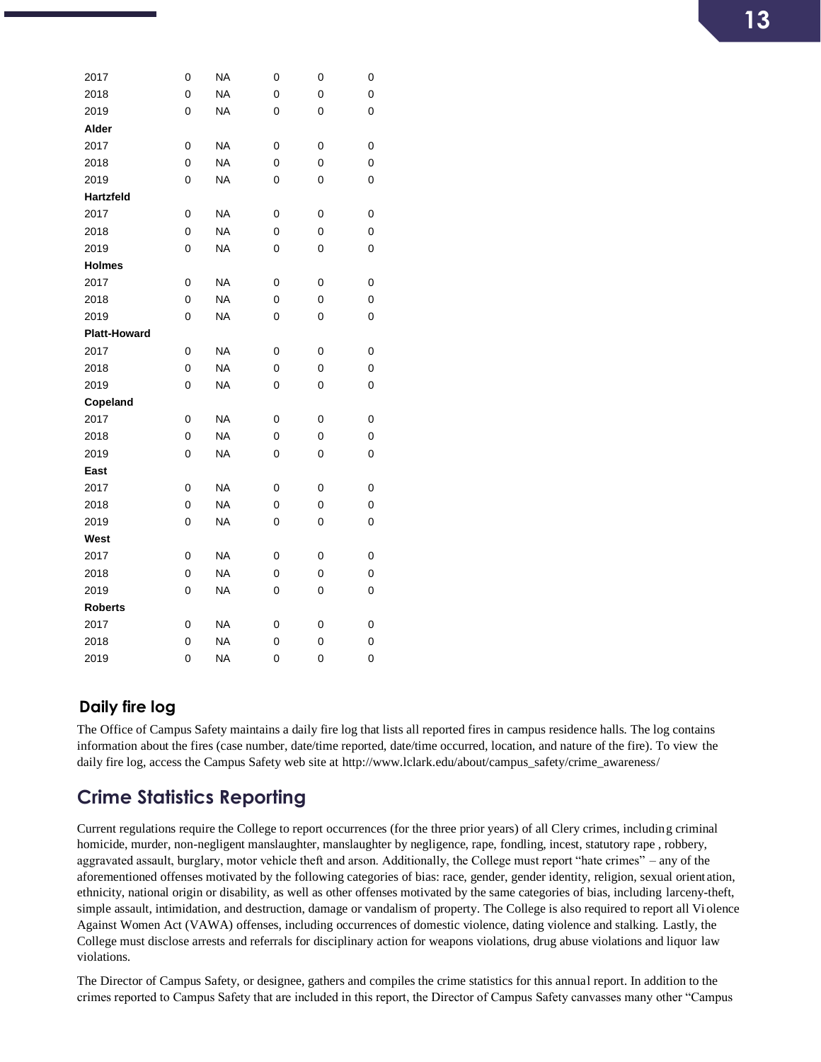| | | | | | |
|---|---|---|---|---|---|
| 2017 | 0 | NA | 0 | 0 | 0 |
| 2018 | 0 | NA | 0 | 0 | 0 |
| 2019 | 0 | NA | 0 | 0 | 0 |
| **Alder** | | | | | |
| 2017 | 0 | NA | 0 | 0 | 0 |
| 2018 | 0 | NA | 0 | 0 | 0 |
| 2019 | 0 | NA | 0 | 0 | 0 |
| **Hartzfeld** | | | | | |
| 2017 | 0 | NA | 0 | 0 | 0 |
| 2018 | 0 | NA | 0 | 0 | 0 |
| 2019 | 0 | NA | 0 | 0 | 0 |
| **Holmes** | | | | | |
| 2017 | 0 | NA | 0 | 0 | 0 |
| 2018 | 0 | NA | 0 | 0 | 0 |
| 2019 | 0 | NA | 0 | 0 | 0 |
| **Platt-Howard** | | | | | |
| 2017 | 0 | NA | 0 | 0 | 0 |
| 2018 | 0 | NA | 0 | 0 | 0 |
| 2019 | 0 | NA | 0 | 0 | 0 |
| **Copeland** | | | | | |
| 2017 | 0 | NA | 0 | 0 | 0 |
| 2018 | 0 | NA | 0 | 0 | 0 |
| 2019 | 0 | NA | 0 | 0 | 0 |
| **East** | | | | | |
| 2017 | 0 | NA | 0 | 0 | 0 |
| 2018 | 0 | NA | 0 | 0 | 0 |
| 2019 | 0 | NA | 0 | 0 | 0 |
| **West** | | | | | |
| 2017 | 0 | NA | 0 | 0 | 0 |
| 2018 | 0 | NA | 0 | 0 | 0 |
| 2019 | 0 | NA | 0 | 0 | 0 |
| **Roberts** | | | | | |
| 2017 | 0 | NA | 0 | 0 | 0 |
| 2018 | 0 | NA | 0 | 0 | 0 |
| 2019 | 0 | NA | 0 | 0 | 0 |

### Daily fire log

The Office of Campus Safety maintains a daily fire log that lists all reported fires in campus residence halls. The log contains information about the fires (case number, date/time reported, date/time occurred, location, and nature of the fire). To view the daily fire log, access the Campus Safety web site at http://www.lclark.edu/about/campus_safety/crime_awareness/

## Crime Statistics Reporting

Current regulations require the College to report occurrences (for the three prior years) of all Clery crimes, including criminal homicide, murder, non-negligent manslaughter, manslaughter by negligence, rape, fondling, incest, statutory rape , robbery, aggravated assault, burglary, motor vehicle theft and arson. Additionally, the College must report "hate crimes" – any of the aforementioned offenses motivated by the following categories of bias: race, gender, gender identity, religion, sexual orientation, ethnicity, national origin or disability, as well as other offenses motivated by the same categories of bias, including larceny-theft, simple assault, intimidation, and destruction, damage or vandalism of property. The College is also required to report all Violence Against Women Act (VAWA) offenses, including occurrences of domestic violence, dating violence and stalking. Lastly, the College must disclose arrests and referrals for disciplinary action for weapons violations, drug abuse violations and liquor law violations.

The Director of Campus Safety, or designee, gathers and compiles the crime statistics for this annual report. In addition to the crimes reported to Campus Safety that are included in this report, the Director of Campus Safety canvasses many other "Campus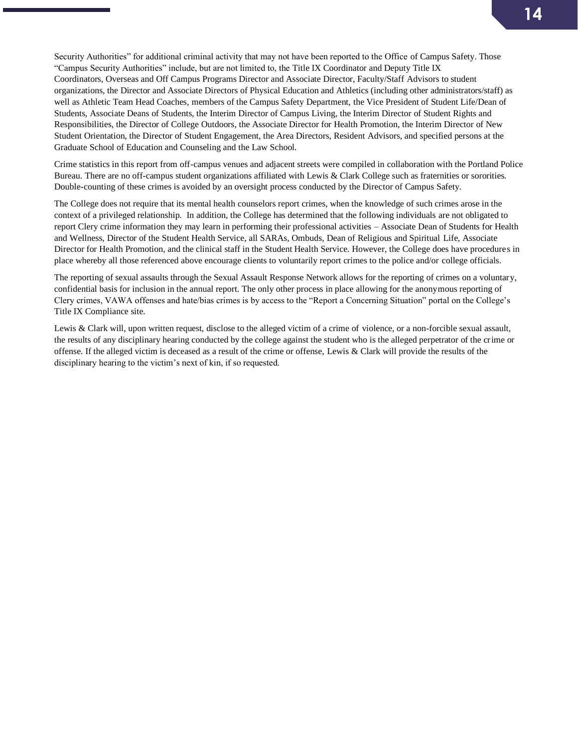Security Authorities" for additional criminal activity that may not have been reported to the Office of Campus Safety. Those "Campus Security Authorities" include, but are not limited to, the Title IX Coordinator and Deputy Title IX Coordinators, Overseas and Off Campus Programs Director and Associate Director, Faculty/Staff Advisors to student organizations, the Director and Associate Directors of Physical Education and Athletics (including other administrators/staff) as well as Athletic Team Head Coaches, members of the Campus Safety Department, the Vice President of Student Life/Dean of Students, Associate Deans of Students, the Interim Director of Campus Living, the Interim Director of Student Rights and Responsibilities, the Director of College Outdoors, the Associate Director for Health Promotion, the Interim Director of New Student Orientation, the Director of Student Engagement, the Area Directors, Resident Advisors, and specified persons at the Graduate School of Education and Counseling and the Law School.

Crime statistics in this report from off-campus venues and adjacent streets were compiled in collaboration with the Portland Police Bureau. There are no off-campus student organizations affiliated with Lewis & Clark College such as fraternities or sororities. Double-counting of these crimes is avoided by an oversight process conducted by the Director of Campus Safety.

The College does not require that its mental health counselors report crimes, when the knowledge of such crimes arose in the context of a privileged relationship. In addition, the College has determined that the following individuals are not obligated to report Clery crime information they may learn in performing their professional activities – Associate Dean of Students for Health and Wellness, Director of the Student Health Service, all SARAs, Ombuds, Dean of Religious and Spiritual Life, Associate Director for Health Promotion, and the clinical staff in the Student Health Service. However, the College does have procedures in place whereby all those referenced above encourage clients to voluntarily report crimes to the police and/or college officials.

The reporting of sexual assaults through the Sexual Assault Response Network allows for the reporting of crimes on a voluntary, confidential basis for inclusion in the annual report. The only other process in place allowing for the anonymous reporting of Clery crimes, VAWA offenses and hate/bias crimes is by access to the "Report a Concerning Situation" portal on the College's Title IX Compliance site.

Lewis & Clark will, upon written request, disclose to the alleged victim of a crime of violence, or a non-forcible sexual assault, the results of any disciplinary hearing conducted by the college against the student who is the alleged perpetrator of the crime or offense. If the alleged victim is deceased as a result of the crime or offense, Lewis & Clark will provide the results of the disciplinary hearing to the victim's next of kin, if so requested.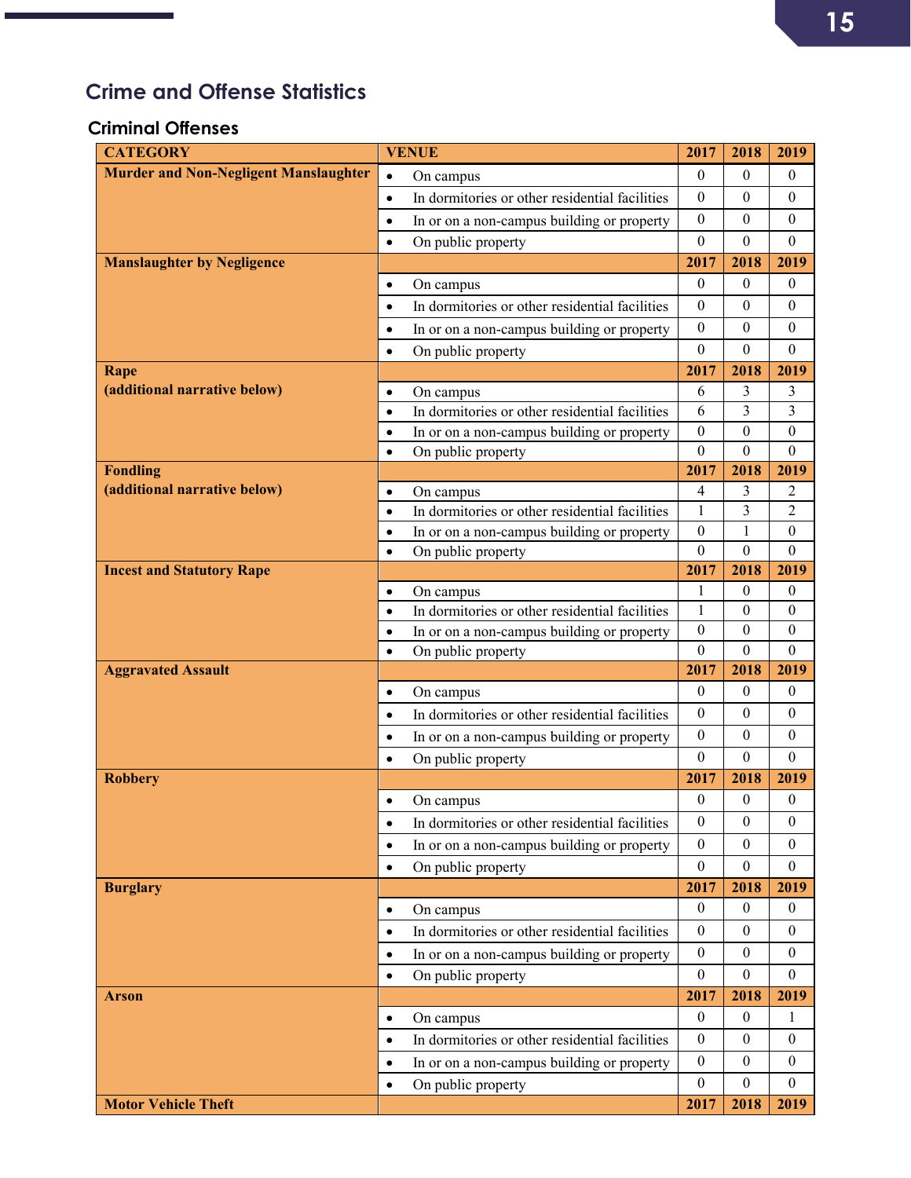## Crime and Offense Statistics

### Criminal Offenses

| CATEGORY | VENUE | 2017 | 2018 | 2019 |
|---|---|---|---|---|
| **Murder and Non-Negligent Manslaughter** | • On campus | 0 | 0 | 0 |
| | • In dormitories or other residential facilities | 0 | 0 | 0 |
| | • In or on a non-campus building or property | 0 | 0 | 0 |
| | • On public property | 0 | 0 | 0 |
| **Manslaughter by Negligence** | | **2017** | **2018** | **2019** |
| | • On campus | 0 | 0 | 0 |
| | • In dormitories or other residential facilities | 0 | 0 | 0 |
| | • In or on a non-campus building or property | 0 | 0 | 0 |
| | • On public property | 0 | 0 | 0 |
| **Rape (additional narrative below)** | | **2017** | **2018** | **2019** |
| | • On campus | 6 | 3 | 3 |
| | • In dormitories or other residential facilities | 6 | 3 | 3 |
| | • In or on a non-campus building or property | 0 | 0 | 0 |
| | • On public property | 0 | 0 | 0 |
| **Fondling (additional narrative below)** | | **2017** | **2018** | **2019** |
| | • On campus | 4 | 3 | 2 |
| | • In dormitories or other residential facilities | 1 | 3 | 2 |
| | • In or on a non-campus building or property | 0 | 1 | 0 |
| | • On public property | 0 | 0 | 0 |
| **Incest and Statutory Rape** | | **2017** | **2018** | **2019** |
| | • On campus | 1 | 0 | 0 |
| | • In dormitories or other residential facilities | 1 | 0 | 0 |
| | • In or on a non-campus building or property | 0 | 0 | 0 |
| | • On public property | 0 | 0 | 0 |
| **Aggravated Assault** | | **2017** | **2018** | **2019** |
| | • On campus | 0 | 0 | 0 |
| | • In dormitories or other residential facilities | 0 | 0 | 0 |
| | • In or on a non-campus building or property | 0 | 0 | 0 |
| | • On public property | 0 | 0 | 0 |
| **Robbery** | | **2017** | **2018** | **2019** |
| | • On campus | 0 | 0 | 0 |
| | • In dormitories or other residential facilities | 0 | 0 | 0 |
| | • In or on a non-campus building or property | 0 | 0 | 0 |
| | • On public property | 0 | 0 | 0 |
| **Burglary** | | **2017** | **2018** | **2019** |
| | • On campus | 0 | 0 | 0 |
| | • In dormitories or other residential facilities | 0 | 0 | 0 |
| | • In or on a non-campus building or property | 0 | 0 | 0 |
| | • On public property | 0 | 0 | 0 |
| **Arson** | | **2017** | **2018** | **2019** |
| | • On campus | 0 | 0 | 1 |
| | • In dormitories or other residential facilities | 0 | 0 | 0 |
| | • In or on a non-campus building or property | 0 | 0 | 0 |
| | • On public property | 0 | 0 | 0 |
| **Motor Vehicle Theft** | | **2017** | **2018** | **2019** |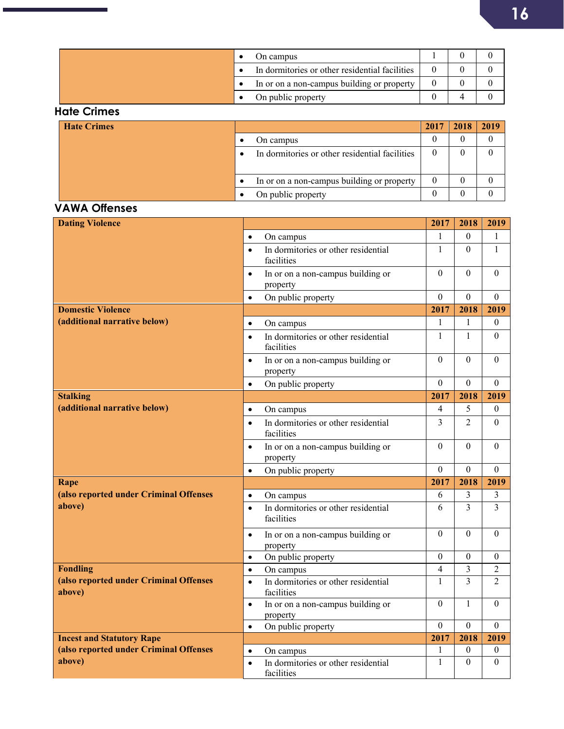| | | | | |
|---|---|---|---|---|
| | • On campus | 1 | 0 | 0 |
| | • In dormitories or other residential facilities | 0 | 0 | 0 |
| | • In or on a non-campus building or property | 0 | 0 | 0 |
| | • On public property | 0 | 4 | 0 |

## Hate Crimes

| Hate Crimes | | 2017 | 2018 | 2019 |
|---|---|---|---|---|
| | • On campus | 0 | 0 | 0 |
| | • In dormitories or other residential facilities | 0 | 0 | 0 |
| | • In or on a non-campus building or property | 0 | 0 | 0 |
| | • On public property | 0 | 0 | 0 |

## VAWA Offenses

| Offense | Location | 2017 | 2018 | 2019 |
|---|---|---|---|---|
| **Dating Violence** | | **2017** | **2018** | **2019** |
| | • On campus | 1 | 0 | 1 |
| | • In dormitories or other residential facilities | 1 | 0 | 1 |
| | • In or on a non-campus building or property | 0 | 0 | 0 |
| | • On public property | 0 | 0 | 0 |
| **Domestic Violence (additional narrative below)** | | **2017** | **2018** | **2019** |
| | • On campus | 1 | 1 | 0 |
| | • In dormitories or other residential facilities | 1 | 1 | 0 |
| | • In or on a non-campus building or property | 0 | 0 | 0 |
| | • On public property | 0 | 0 | 0 |
| **Stalking (additional narrative below)** | | **2017** | **2018** | **2019** |
| | • On campus | 4 | 5 | 0 |
| | • In dormitories or other residential facilities | 3 | 2 | 0 |
| | • In or on a non-campus building or property | 0 | 0 | 0 |
| | • On public property | 0 | 0 | 0 |
| **Rape (also reported under Criminal Offenses above)** | | **2017** | **2018** | **2019** |
| | • On campus | 6 | 3 | 3 |
| | • In dormitories or other residential facilities | 6 | 3 | 3 |
| | • In or on a non-campus building or property | 0 | 0 | 0 |
| | • On public property | 0 | 0 | 0 |
| **Fondling (also reported under Criminal Offenses above)** | • On campus | 4 | 3 | 2 |
| | • In dormitories or other residential facilities | 1 | 3 | 2 |
| | • In or on a non-campus building or property | 0 | 1 | 0 |
| | • On public property | 0 | 0 | 0 |
| **Incest and Statutory Rape (also reported under Criminal Offenses above)** | | **2017** | **2018** | **2019** |
| | • On campus | 1 | 0 | 0 |
| | • In dormitories or other residential facilities | 1 | 0 | 0 |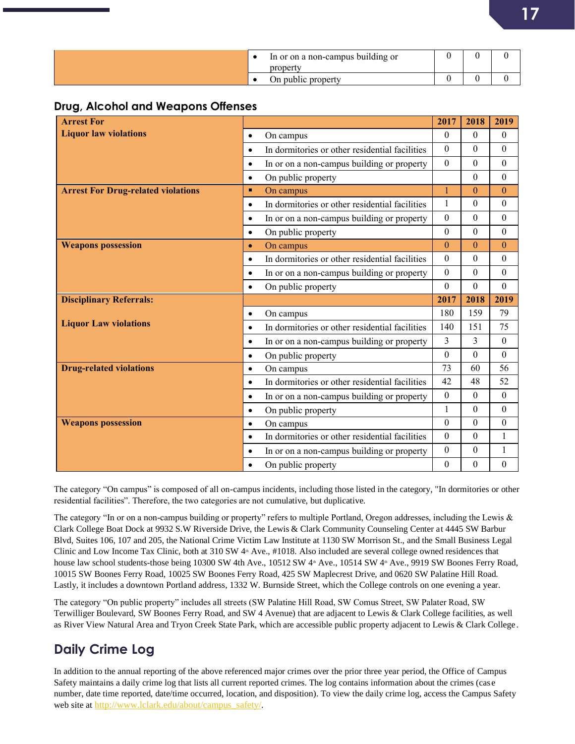| | | | | |
|---|---|---|---|---|
| | • In or on a non-campus building or property | 0 | 0 | 0 |
| | • On public property | 0 | 0 | 0 |

## Drug, Alcohol and Weapons Offenses

| | | 2017 | 2018 | 2019 |
|---|---|---|---|---|
| **Arrest For Liquor law violations** | • On campus | 0 | 0 | 0 |
| | • In dormitories or other residential facilities | 0 | 0 | 0 |
| | • In or on a non-campus building or property | 0 | 0 | 0 |
| | • On public property | | 0 | 0 |
| **Arrest For Drug-related violations** | ▪ On campus | 1 | 0 | 0 |
| | • In dormitories or other residential facilities | 1 | 0 | 0 |
| | • In or on a non-campus building or property | 0 | 0 | 0 |
| | • On public property | 0 | 0 | 0 |
| **Weapons possession** | • On campus | 0 | 0 | 0 |
| | • In dormitories or other residential facilities | 0 | 0 | 0 |
| | • In or on a non-campus building or property | 0 | 0 | 0 |
| | • On public property | 0 | 0 | 0 |
| **Disciplinary Referrals:** | | **2017** | **2018** | **2019** |
| **Liquor Law violations** | • On campus | 180 | 159 | 79 |
| | • In dormitories or other residential facilities | 140 | 151 | 75 |
| | • In or on a non-campus building or property | 3 | 3 | 0 |
| | • On public property | 0 | 0 | 0 |
| **Drug-related violations** | • On campus | 73 | 60 | 56 |
| | • In dormitories or other residential facilities | 42 | 48 | 52 |
| | • In or on a non-campus building or property | 0 | 0 | 0 |
| | • On public property | 1 | 0 | 0 |
| **Weapons possession** | • On campus | 0 | 0 | 0 |
| | • In dormitories or other residential facilities | 0 | 0 | 1 |
| | • In or on a non-campus building or property | 0 | 0 | 1 |
| | • On public property | 0 | 0 | 0 |

The category "On campus" is composed of all on-campus incidents, including those listed in the category, "In dormitories or other residential facilities". Therefore, the two categories are not cumulative, but duplicative.

The category "In or on a non-campus building or property" refers to multiple Portland, Oregon addresses, including the Lewis & Clark College Boat Dock at 9932 S.W Riverside Drive, the Lewis & Clark Community Counseling Center at 4445 SW Barbur Blvd, Suites 106, 107 and 205, the National Crime Victim Law Institute at 1130 SW Morrison St., and the Small Business Legal Clinic and Low Income Tax Clinic, both at 310 SW 4th Ave., #1018. Also included are several college owned residences that house law school students-those being 10300 SW 4th Ave., 10512 SW 4th Ave., 10514 SW 4th Ave., 9919 SW Boones Ferry Road, 10015 SW Boones Ferry Road, 10025 SW Boones Ferry Road, 425 SW Maplecrest Drive, and 0620 SW Palatine Hill Road. Lastly, it includes a downtown Portland address, 1332 W. Burnside Street, which the College controls on one evening a year.

The category "On public property" includes all streets (SW Palatine Hill Road, SW Comus Street, SW Palater Road, SW Terwilliger Boulevard, SW Boones Ferry Road, and SW 4 Avenue) that are adjacent to Lewis & Clark College facilities, as well as River View Natural Area and Tryon Creek State Park, which are accessible public property adjacent to Lewis & Clark College.

## Daily Crime Log

In addition to the annual reporting of the above referenced major crimes over the prior three year period, the Office of Campus Safety maintains a daily crime log that lists all current reported crimes. The log contains information about the crimes (case number, date time reported, date/time occurred, location, and disposition). To view the daily crime log, access the Campus Safety web site at http://www.lclark.edu/about/campus_safety/.